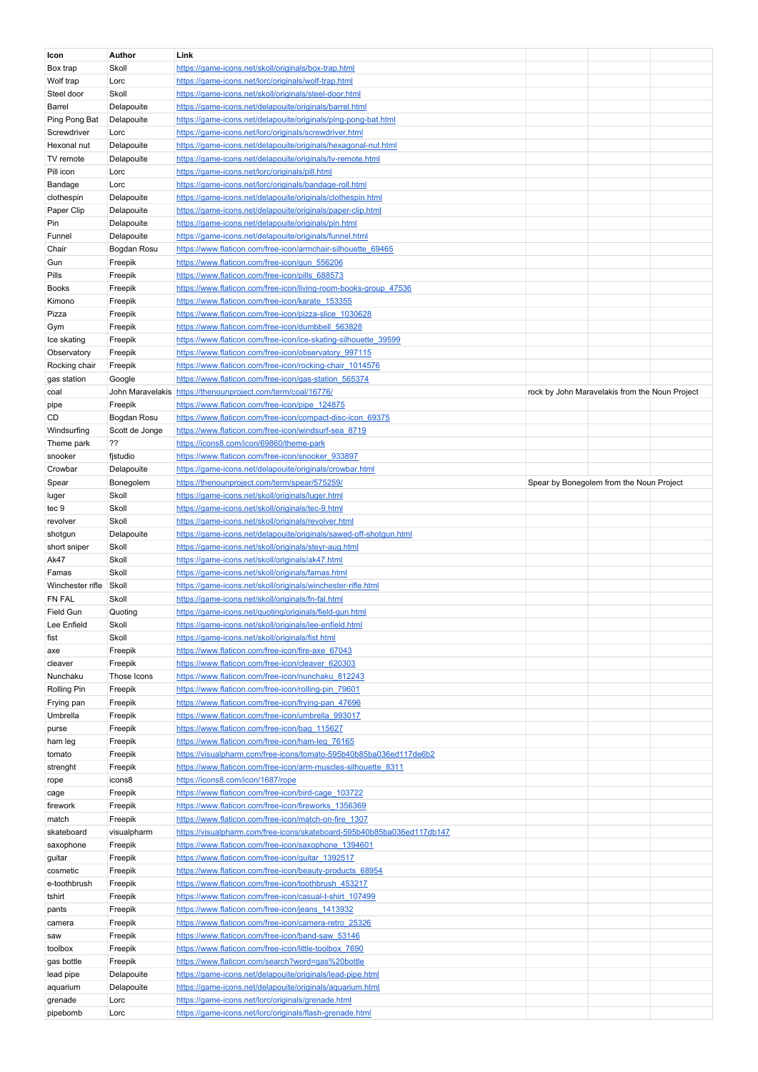| Icon | Author | Link | | | |
|---|---|---|---|---|---|
| Box trap | Skoll | https://game-icons.net/skoll/originals/box-trap.html | | | |
| Wolf trap | Lorc | https://game-icons.net/lorc/originals/wolf-trap.html | | | |
| Steel door | Skoll | https://game-icons.net/skoll/originals/steel-door.html | | | |
| Barrel | Delapouite | https://game-icons.net/delapouite/originals/barrel.html | | | |
| Ping Pong Bat | Delapouite | https://game-icons.net/delapouite/originals/ping-pong-bat.html | | | |
| Screwdriver | Lorc | https://game-icons.net/lorc/originals/screwdriver.html | | | |
| Hexonal nut | Delapouite | https://game-icons.net/delapouite/originals/hexagonal-nut.html | | | |
| TV remote | Delapouite | https://game-icons.net/delapouite/originals/tv-remote.html | | | |
| Pill icon | Lorc | https://game-icons.net/lorc/originals/pill.html | | | |
| Bandage | Lorc | https://game-icons.net/lorc/originals/bandage-roll.html | | | |
| clothespin | Delapouite | https://game-icons.net/delapouite/originals/clothespin.html | | | |
| Paper Clip | Delapouite | https://game-icons.net/delapouite/originals/paper-clip.html | | | |
| Pin | Delapouite | https://game-icons.net/delapouite/originals/pin.html | | | |
| Funnel | Delapouite | https://game-icons.net/delapouite/originals/funnel.html | | | |
| Chair | Bogdan Rosu | https://www.flaticon.com/free-icon/armchair-silhouette_69465 | | | |
| Gun | Freepik | https://www.flaticon.com/free-icon/gun_556206 | | | |
| Pills | Freepik | https://www.flaticon.com/free-icon/pills_688573 | | | |
| Books | Freepik | https://www.flaticon.com/free-icon/living-room-books-group_47536 | | | |
| Kimono | Freepik | https://www.flaticon.com/free-icon/karate_153355 | | | |
| Pizza | Freepik | https://www.flaticon.com/free-icon/pizza-slice_1030628 | | | |
| Gym | Freepik | https://www.flaticon.com/free-icon/dumbbell_563828 | | | |
| Ice skating | Freepik | https://www.flaticon.com/free-icon/ice-skating-silhouette_39599 | | | |
| Observatory | Freepik | https://www.flaticon.com/free-icon/observatory_997115 | | | |
| Rocking chair | Freepik | https://www.flaticon.com/free-icon/rocking-chair_1014576 | | | |
| gas station | Google | https://www.flaticon.com/free-icon/gas-station_565374 | | | |
| coal | John Maravelakis | https://thenounproject.com/term/coal/16776/ | rock by John Maravelakis from the Noun Project | | |
| pipe | Freepik | https://www.flaticon.com/free-icon/pipe_124875 | | | |
| CD | Bogdan Rosu | https://www.flaticon.com/free-icon/compact-disc-icon_69375 | | | |
| Windsurfing | Scott de Jonge | https://www.flaticon.com/free-icon/windsurf-sea_8719 | | | |
| Theme park | ?? | https://icons8.com/icon/69860/theme-park | | | |
| snooker | fjstudio | https://www.flaticon.com/free-icon/snooker_933897 | | | |
| Crowbar | Delapouite | https://game-icons.net/delapouite/originals/crowbar.html | | | |
| Spear | Bonegolem | https://thenounproject.com/term/spear/575259/ | Spear by Bonegolem from the Noun Project | | |
| luger | Skoll | https://game-icons.net/skoll/originals/luger.html | | | |
| tec 9 | Skoll | https://game-icons.net/skoll/originals/tec-9.html | | | |
| revolver | Skoll | https://game-icons.net/skoll/originals/revolver.html | | | |
| shotgun | Delapouite | https://game-icons.net/delapouite/originals/sawed-off-shotgun.html | | | |
| short sniper | Skoll | https://game-icons.net/skoll/originals/steyr-aug.html | | | |
| Ak47 | Skoll | https://game-icons.net/skoll/originals/ak47.html | | | |
| Famas | Skoll | https://game-icons.net/skoll/originals/famas.html | | | |
| Winchester rifle | Skoll | https://game-icons.net/skoll/originals/winchester-rifle.html | | | |
| FN FAL | Skoll | https://game-icons.net/skoll/originals/fn-fal.html | | | |
| Field Gun | Quoting | https://game-icons.net/quoting/originals/field-gun.html | | | |
| Lee Enfield | Skoll | https://game-icons.net/skoll/originals/lee-enfield.html | | | |
| fist | Skoll | https://game-icons.net/skoll/originals/fist.html | | | |
| axe | Freepik | https://www.flaticon.com/free-icon/fire-axe_67043 | | | |
| cleaver | Freepik | https://www.flaticon.com/free-icon/cleaver_620303 | | | |
| Nunchaku | Those Icons | https://www.flaticon.com/free-icon/nunchaku_812243 | | | |
| Rolling Pin | Freepik | https://www.flaticon.com/free-icon/rolling-pin_79601 | | | |
| Frying pan | Freepik | https://www.flaticon.com/free-icon/frying-pan_47696 | | | |
| Umbrella | Freepik | https://www.flaticon.com/free-icon/umbrella_993017 | | | |
| purse | Freepik | https://www.flaticon.com/free-icon/bag_115627 | | | |
| ham leg | Freepik | https://www.flaticon.com/free-icon/ham-leg_76165 | | | |
| tomato | Freepik | https://visualpharm.com/free-icons/tomato-595b40b85ba036ed117de6b2 | | | |
| strenght | Freepik | https://www.flaticon.com/free-icon/arm-muscles-silhouette_8311 | | | |
| rope | icons8 | https://icons8.com/icon/1687/rope | | | |
| cage | Freepik | https://www.flaticon.com/free-icon/bird-cage_103722 | | | |
| firework | Freepik | https://www.flaticon.com/free-icon/fireworks_1356369 | | | |
| match | Freepik | https://www.flaticon.com/free-icon/match-on-fire_1307 | | | |
| skateboard | visualpharm | https://visualpharm.com/free-icons/skateboard-595b40b85ba036ed117db147 | | | |
| saxophone | Freepik | https://www.flaticon.com/free-icon/saxophone_1394601 | | | |
| guitar | Freepik | https://www.flaticon.com/free-icon/guitar_1392517 | | | |
| cosmetic | Freepik | https://www.flaticon.com/free-icon/beauty-products_68954 | | | |
| e-toothbrush | Freepik | https://www.flaticon.com/free-icon/toothbrush_453217 | | | |
| tshirt | Freepik | https://www.flaticon.com/free-icon/casual-t-shirt_107499 | | | |
| pants | Freepik | https://www.flaticon.com/free-icon/jeans_1413932 | | | |
| camera | Freepik | https://www.flaticon.com/free-icon/camera-retro_25326 | | | |
| saw | Freepik | https://www.flaticon.com/free-icon/band-saw_53146 | | | |
| toolbox | Freepik | https://www.flaticon.com/free-icon/little-toolbox_7690 | | | |
| gas bottle | Freepik | https://www.flaticon.com/search?word=gas%20bottle | | | |
| lead pipe | Delapouite | https://game-icons.net/delapouite/originals/lead-pipe.html | | | |
| aquarium | Delapouite | https://game-icons.net/delapouite/originals/aquarium.html | | | |
| grenade | Lorc | https://game-icons.net/lorc/originals/grenade.html | | | |
| pipebomb | Lorc | https://game-icons.net/lorc/originals/flash-grenade.html | | | |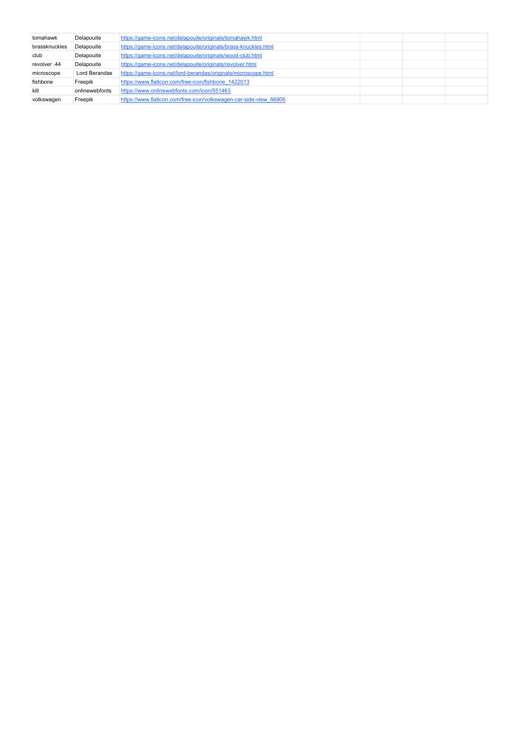| | | | | | |
|---|---|---|---|---|---|
| tomahawk | Delapouite | https://game-icons.net/delapouite/originals/tomahawk.html | | | |
| brassknuckles | Delapouite | https://game-icons.net/delapouite/originals/brass-knuckles.html | | | |
| club | Delapouite | https://game-icons.net/delapouite/originals/wood-club.html | | | |
| revolver .44 | Delapouite | https://game-icons.net/delapouite/originals/revolver.html | | | |
| microscope | Lord Berandas | https://game-icons.net/lord-berandas/originals/microscope.html | | | |
| fishbone | Freepik | https://www.flaticon.com/free-icon/fishbone_1422013 | | | |
| kill | onlinewebfonts | https://www.onlinewebfonts.com/icon/551463 | | | |
| volkswagen | Freepik | https://www.flaticon.com/free-icon/volkswagen-car-side-view_66906 | | | |